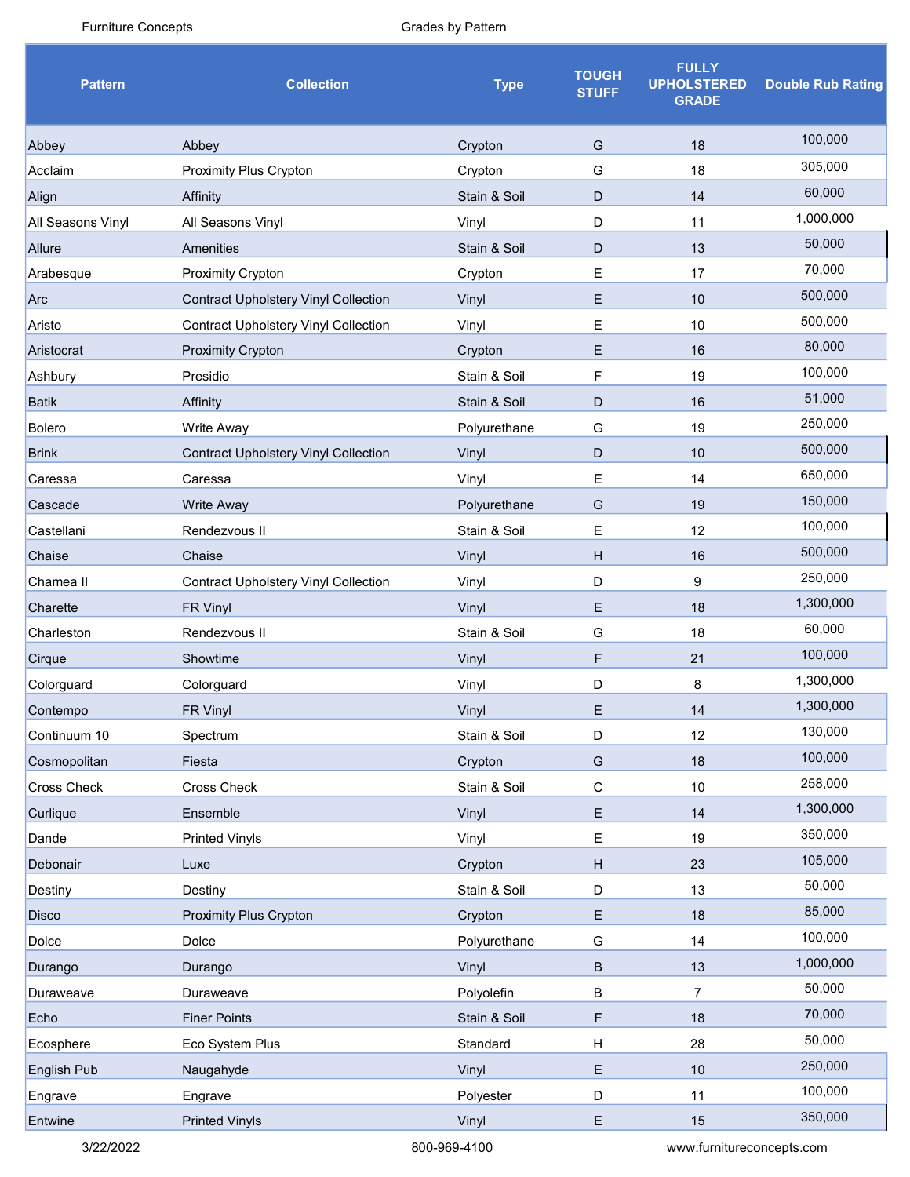Furniture Concepts Grades by Pattern

| Pattern | Collection | Type | TOUGH STUFF | FULLY UPHOLSTERED GRADE | Double Rub Rating |
|---|---|---|---|---|---|
| Abbey | Abbey | Crypton | G | 18 | 100,000 |
| Acclaim | Proximity Plus Crypton | Crypton | G | 18 | 305,000 |
| Align | Affinity | Stain & Soil | D | 14 | 60,000 |
| All Seasons Vinyl | All Seasons Vinyl | Vinyl | D | 11 | 1,000,000 |
| Allure | Amenities | Stain & Soil | D | 13 | 50,000 |
| Arabesque | Proximity Crypton | Crypton | E | 17 | 70,000 |
| Arc | Contract Upholstery Vinyl Collection | Vinyl | E | 10 | 500,000 |
| Aristo | Contract Upholstery Vinyl Collection | Vinyl | E | 10 | 500,000 |
| Aristocrat | Proximity Crypton | Crypton | E | 16 | 80,000 |
| Ashbury | Presidio | Stain & Soil | F | 19 | 100,000 |
| Batik | Affinity | Stain & Soil | D | 16 | 51,000 |
| Bolero | Write Away | Polyurethane | G | 19 | 250,000 |
| Brink | Contract Upholstery Vinyl Collection | Vinyl | D | 10 | 500,000 |
| Caressa | Caressa | Vinyl | E | 14 | 650,000 |
| Cascade | Write Away | Polyurethane | G | 19 | 150,000 |
| Castellani | Rendezvous II | Stain & Soil | E | 12 | 100,000 |
| Chaise | Chaise | Vinyl | H | 16 | 500,000 |
| Chamea II | Contract Upholstery Vinyl Collection | Vinyl | D | 9 | 250,000 |
| Charette | FR Vinyl | Vinyl | E | 18 | 1,300,000 |
| Charleston | Rendezvous II | Stain & Soil | G | 18 | 60,000 |
| Cirque | Showtime | Vinyl | F | 21 | 100,000 |
| Colorguard | Colorguard | Vinyl | D | 8 | 1,300,000 |
| Contempo | FR Vinyl | Vinyl | E | 14 | 1,300,000 |
| Continuum 10 | Spectrum | Stain & Soil | D | 12 | 130,000 |
| Cosmopolitan | Fiesta | Crypton | G | 18 | 100,000 |
| Cross Check | Cross Check | Stain & Soil | C | 10 | 258,000 |
| Curlique | Ensemble | Vinyl | E | 14 | 1,300,000 |
| Dande | Printed Vinyls | Vinyl | E | 19 | 350,000 |
| Debonair | Luxe | Crypton | H | 23 | 105,000 |
| Destiny | Destiny | Stain & Soil | D | 13 | 50,000 |
| Disco | Proximity Plus Crypton | Crypton | E | 18 | 85,000 |
| Dolce | Dolce | Polyurethane | G | 14 | 100,000 |
| Durango | Durango | Vinyl | B | 13 | 1,000,000 |
| Duraweave | Duraweave | Polyolefin | B | 7 | 50,000 |
| Echo | Finer Points | Stain & Soil | F | 18 | 70,000 |
| Ecosphere | Eco System Plus | Standard | H | 28 | 50,000 |
| English Pub | Naugahyde | Vinyl | E | 10 | 250,000 |
| Engrave | Engrave | Polyester | D | 11 | 100,000 |
| Entwine | Printed Vinyls | Vinyl | E | 15 | 350,000 |

3/22/2022 800-969-4100 www.furnitureconcepts.com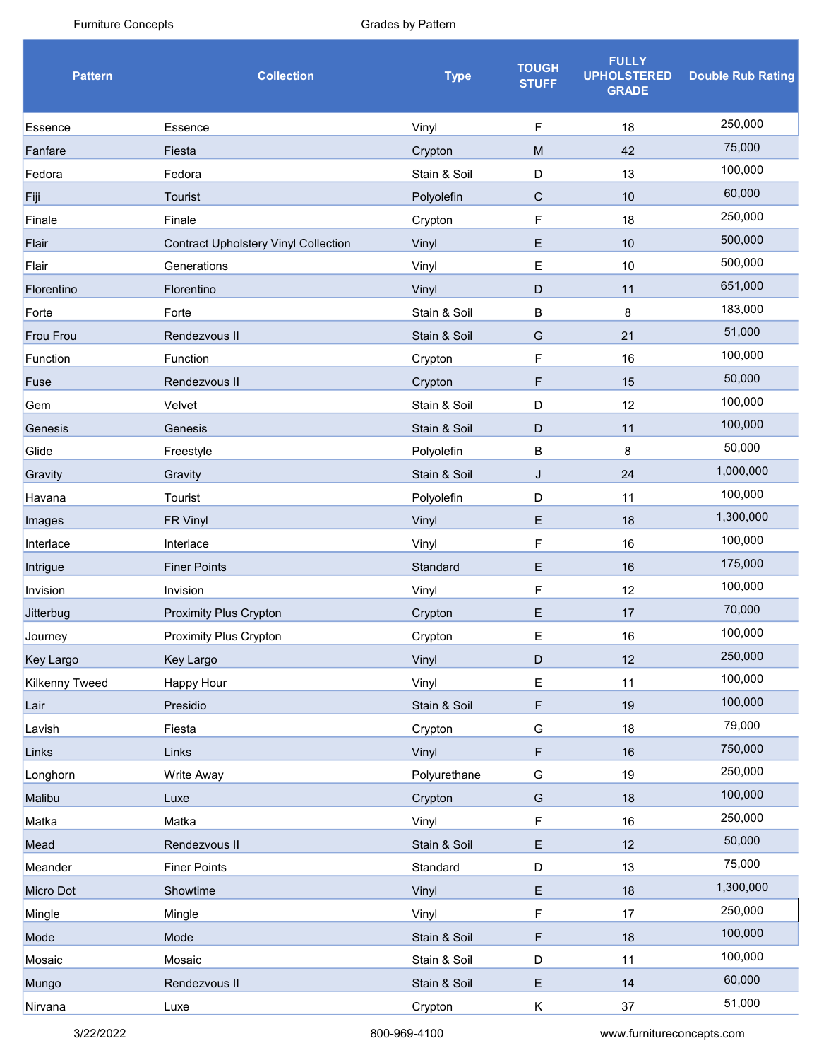| Pattern | Collection | Type | TOUGH STUFF | FULLY UPHOLSTERED GRADE | Double Rub Rating |
|---|---|---|---|---|---|
| Essence | Essence | Vinyl | F | 18 | 250,000 |
| Fanfare | Fiesta | Crypton | M | 42 | 75,000 |
| Fedora | Fedora | Stain & Soil | D | 13 | 100,000 |
| Fiji | Tourist | Polyolefin | C | 10 | 60,000 |
| Finale | Finale | Crypton | F | 18 | 250,000 |
| Flair | Contract Upholstery Vinyl Collection | Vinyl | E | 10 | 500,000 |
| Flair | Generations | Vinyl | E | 10 | 500,000 |
| Florentino | Florentino | Vinyl | D | 11 | 651,000 |
| Forte | Forte | Stain & Soil | B | 8 | 183,000 |
| Frou Frou | Rendezvous II | Stain & Soil | G | 21 | 51,000 |
| Function | Function | Crypton | F | 16 | 100,000 |
| Fuse | Rendezvous II | Crypton | F | 15 | 50,000 |
| Gem | Velvet | Stain & Soil | D | 12 | 100,000 |
| Genesis | Genesis | Stain & Soil | D | 11 | 100,000 |
| Glide | Freestyle | Polyolefin | B | 8 | 50,000 |
| Gravity | Gravity | Stain & Soil | J | 24 | 1,000,000 |
| Havana | Tourist | Polyolefin | D | 11 | 100,000 |
| Images | FR Vinyl | Vinyl | E | 18 | 1,300,000 |
| Interlace | Interlace | Vinyl | F | 16 | 100,000 |
| Intrigue | Finer Points | Standard | E | 16 | 175,000 |
| Invision | Invision | Vinyl | F | 12 | 100,000 |
| Jitterbug | Proximity Plus Crypton | Crypton | E | 17 | 70,000 |
| Journey | Proximity Plus Crypton | Crypton | E | 16 | 100,000 |
| Key Largo | Key Largo | Vinyl | D | 12 | 250,000 |
| Kilkenny Tweed | Happy Hour | Vinyl | E | 11 | 100,000 |
| Lair | Presidio | Stain & Soil | F | 19 | 100,000 |
| Lavish | Fiesta | Crypton | G | 18 | 79,000 |
| Links | Links | Vinyl | F | 16 | 750,000 |
| Longhorn | Write Away | Polyurethane | G | 19 | 250,000 |
| Malibu | Luxe | Crypton | G | 18 | 100,000 |
| Matka | Matka | Vinyl | F | 16 | 250,000 |
| Mead | Rendezvous II | Stain & Soil | E | 12 | 50,000 |
| Meander | Finer Points | Standard | D | 13 | 75,000 |
| Micro Dot | Showtime | Vinyl | E | 18 | 1,300,000 |
| Mingle | Mingle | Vinyl | F | 17 | 250,000 |
| Mode | Mode | Stain & Soil | F | 18 | 100,000 |
| Mosaic | Mosaic | Stain & Soil | D | 11 | 100,000 |
| Mungo | Rendezvous II | Stain & Soil | E | 14 | 60,000 |
| Nirvana | Luxe | Crypton | K | 37 | 51,000 |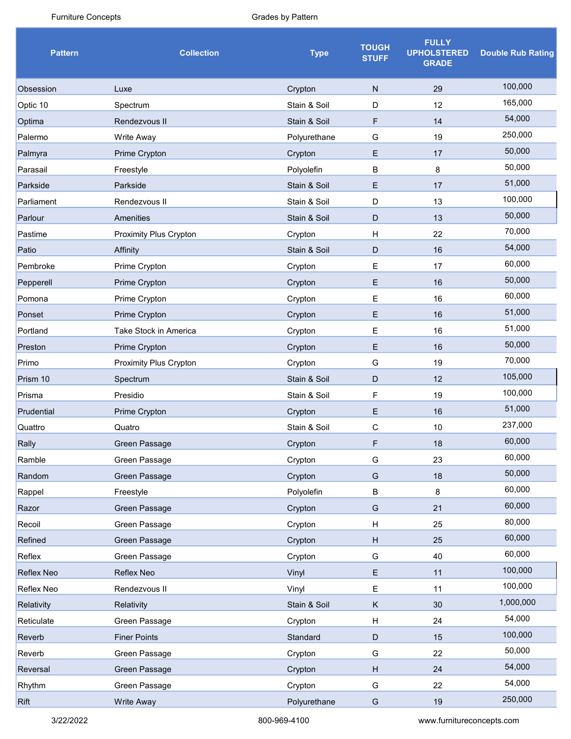| Pattern | Collection | Type | TOUGH STUFF | FULLY UPHOLSTERED GRADE | Double Rub Rating |
|---|---|---|---|---|---|
| Obsession | Luxe | Crypton | N | 29 | 100,000 |
| Optic 10 | Spectrum | Stain & Soil | D | 12 | 165,000 |
| Optima | Rendezvous II | Stain & Soil | F | 14 | 54,000 |
| Palermo | Write Away | Polyurethane | G | 19 | 250,000 |
| Palmyra | Prime Crypton | Crypton | E | 17 | 50,000 |
| Parasail | Freestyle | Polyolefin | B | 8 | 50,000 |
| Parkside | Parkside | Stain & Soil | E | 17 | 51,000 |
| Parliament | Rendezvous II | Stain & Soil | D | 13 | 100,000 |
| Parlour | Amenities | Stain & Soil | D | 13 | 50,000 |
| Pastime | Proximity Plus Crypton | Crypton | H | 22 | 70,000 |
| Patio | Affinity | Stain & Soil | D | 16 | 54,000 |
| Pembroke | Prime Crypton | Crypton | E | 17 | 60,000 |
| Pepperell | Prime Crypton | Crypton | E | 16 | 50,000 |
| Pomona | Prime Crypton | Crypton | E | 16 | 60,000 |
| Ponset | Prime Crypton | Crypton | E | 16 | 51,000 |
| Portland | Take Stock in America | Crypton | E | 16 | 51,000 |
| Preston | Prime Crypton | Crypton | E | 16 | 50,000 |
| Primo | Proximity Plus Crypton | Crypton | G | 19 | 70,000 |
| Prism 10 | Spectrum | Stain & Soil | D | 12 | 105,000 |
| Prisma | Presidio | Stain & Soil | F | 19 | 100,000 |
| Prudential | Prime Crypton | Crypton | E | 16 | 51,000 |
| Quattro | Quatro | Stain & Soil | C | 10 | 237,000 |
| Rally | Green Passage | Crypton | F | 18 | 60,000 |
| Ramble | Green Passage | Crypton | G | 23 | 60,000 |
| Random | Green Passage | Crypton | G | 18 | 50,000 |
| Rappel | Freestyle | Polyolefin | B | 8 | 60,000 |
| Razor | Green Passage | Crypton | G | 21 | 60,000 |
| Recoil | Green Passage | Crypton | H | 25 | 80,000 |
| Refined | Green Passage | Crypton | H | 25 | 60,000 |
| Reflex | Green Passage | Crypton | G | 40 | 60,000 |
| Reflex Neo | Reflex Neo | Vinyl | E | 11 | 100,000 |
| Reflex Neo | Rendezvous II | Vinyl | E | 11 | 100,000 |
| Relativity | Relativity | Stain & Soil | K | 30 | 1,000,000 |
| Reticulate | Green Passage | Crypton | H | 24 | 54,000 |
| Reverb | Finer Points | Standard | D | 15 | 100,000 |
| Reverb | Green Passage | Crypton | G | 22 | 50,000 |
| Reversal | Green Passage | Crypton | H | 24 | 54,000 |
| Rhythm | Green Passage | Crypton | G | 22 | 54,000 |
| Rift | Write Away | Polyurethane | G | 19 | 250,000 |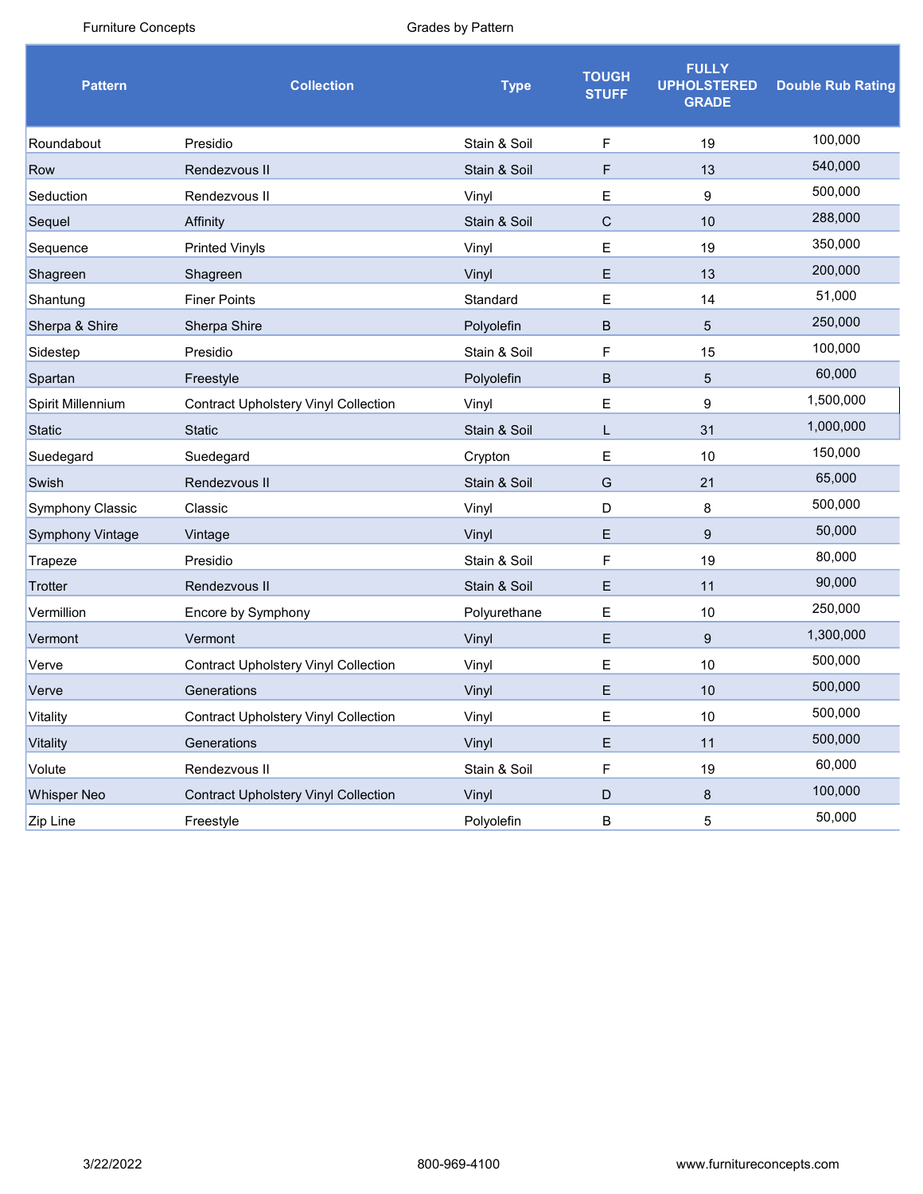Furniture Concepts Grades by Pattern

| Pattern | Collection | Type | TOUGH STUFF | FULLY UPHOLSTERED GRADE | Double Rub Rating |
|---|---|---|---|---|---|
| Roundabout | Presidio | Stain & Soil | F | 19 | 100,000 |
| Row | Rendezvous II | Stain & Soil | F | 13 | 540,000 |
| Seduction | Rendezvous II | Vinyl | E | 9 | 500,000 |
| Sequel | Affinity | Stain & Soil | C | 10 | 288,000 |
| Sequence | Printed Vinyls | Vinyl | E | 19 | 350,000 |
| Shagreen | Shagreen | Vinyl | E | 13 | 200,000 |
| Shantung | Finer Points | Standard | E | 14 | 51,000 |
| Sherpa & Shire | Sherpa Shire | Polyolefin | B | 5 | 250,000 |
| Sidestep | Presidio | Stain & Soil | F | 15 | 100,000 |
| Spartan | Freestyle | Polyolefin | B | 5 | 60,000 |
| Spirit Millennium | Contract Upholstery Vinyl Collection | Vinyl | E | 9 | 1,500,000 |
| Static | Static | Stain & Soil | L | 31 | 1,000,000 |
| Suedegard | Suedegard | Crypton | E | 10 | 150,000 |
| Swish | Rendezvous II | Stain & Soil | G | 21 | 65,000 |
| Symphony Classic | Classic | Vinyl | D | 8 | 500,000 |
| Symphony Vintage | Vintage | Vinyl | E | 9 | 50,000 |
| Trapeze | Presidio | Stain & Soil | F | 19 | 80,000 |
| Trotter | Rendezvous II | Stain & Soil | E | 11 | 90,000 |
| Vermillion | Encore by Symphony | Polyurethane | E | 10 | 250,000 |
| Vermont | Vermont | Vinyl | E | 9 | 1,300,000 |
| Verve | Contract Upholstery Vinyl Collection | Vinyl | E | 10 | 500,000 |
| Verve | Generations | Vinyl | E | 10 | 500,000 |
| Vitality | Contract Upholstery Vinyl Collection | Vinyl | E | 10 | 500,000 |
| Vitality | Generations | Vinyl | E | 11 | 500,000 |
| Volute | Rendezvous II | Stain & Soil | F | 19 | 60,000 |
| Whisper Neo | Contract Upholstery Vinyl Collection | Vinyl | D | 8 | 100,000 |
| Zip Line | Freestyle | Polyolefin | B | 5 | 50,000 |

3/22/2022 800-969-4100 www.furnitureconcepts.com